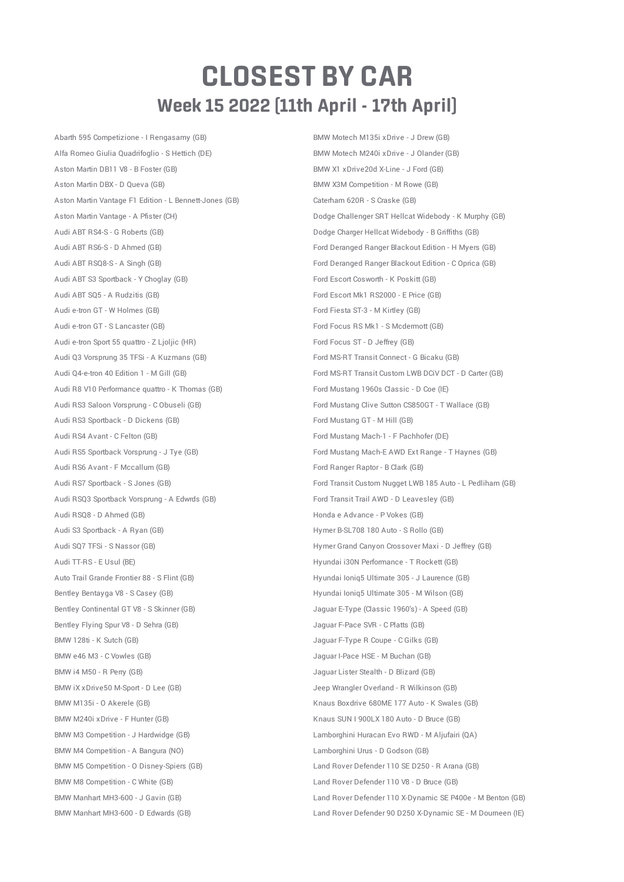# CLOSEST BY CAR

## Week 15 2022 (11th April - 17th April)

Abarth 595 Competizione - I Rengasamy (GB)

Alfa Romeo Giulia Quadrifoglio - S Hettich (DE)

Aston Martin DB11 V8 - B Foster (GB)

Aston Martin DBX - D Queva (GB)

Aston Martin Vantage F1 Edition - L Bennett-Jones (GB)

Aston Martin Vantage - A Pfister (CH)

Audi ABT RS4-S - G Roberts (GB)

Audi ABT RS6-S - D Ahmed (GB)

Audi ABT RSQ8-S - A Singh (GB)

Audi ABT S3 Sportback - Y Choglay (GB)

Audi ABT SQ5 - A Rudzitis (GB)

Audi e-tron GT - W Holmes (GB)

Audi e-tron GT - S Lancaster (GB)

Audi e-tron Sport 55 quattro - Z Ljoljic (HR)

Audi Q3 Vorsprung 35 TFSi - A Kuzmans (GB)

Audi Q4-e-tron 40 Edition 1 - M Gill (GB)

Audi R8 V10 Performance quattro - K Thomas (GB)

Audi RS3 Saloon Vorsprung - C Obuseli (GB)

Audi RS3 Sportback - D Dickens (GB)

Audi RS4 Avant - C Felton (GB)

Audi RS5 Sportback Vorsprung - J Tye (GB)

Audi RS6 Avant - F Mccallum (GB)

Audi RS7 Sportback - S Jones (GB)

Audi RSQ3 Sportback Vorsprung - A Edwrds (GB)

Audi RSQ8 - D Ahmed (GB)

Audi S3 Sportback - A Ryan (GB)

Audi SQ7 TFSi - S Nassor (GB)

Audi TT-RS - E Usul (BE)

Auto Trail Grande Frontier 88 - S Flint (GB)

Bentley Bentayga V8 - S Casey (GB)

Bentley Continental GT V8 - S Skinner (GB)

Bentley Flying Spur V8 - D Sehra (GB)

BMW 128ti - K Sutch (GB)

BMW e46 M3 - C Vowles (GB)

BMW i4 M50 - R Perry (GB)

BMW iX xDrive50 M-Sport - D Lee (GB)

BMW M135i - O Akerele (GB)

BMW M240i xDrive - F Hunter (GB)

BMW M3 Competition - J Hardwidge (GB)

BMW M4 Competition - A Bangura (NO)

BMW M5 Competition - O Disney-Spiers (GB)

BMW M8 Competition - C White (GB)

BMW Manhart MH3-600 - J Gavin (GB)

BMW Manhart MH3-600 - D Edwards (GB)

BMW Motech M135i xDrive - J Drew (GB)

BMW Motech M240i xDrive - J Olander (GB)

BMW X1 xDrive20d X-Line - J Ford (GB)

BMW X3M Competition - M Rowe (GB)

Caterham 620R - S Craske (GB)

Dodge Challenger SRT Hellcat Widebody - K Murphy (GB)

Dodge Charger Hellcat Widebody - B Griffiths (GB)

Ford Deranged Ranger Blackout Edition - H Myers (GB)

Ford Deranged Ranger Blackout Edition - C Oprica (GB)

Ford Escort Cosworth - K Poskitt (GB)

Ford Escort Mk1 RS2000 - E Price (GB)

Ford Fiesta ST-3 - M Kirtley (GB)

Ford Focus RS Mk1 - S Mcdermott (GB)

Ford Focus ST - D Jeffrey (GB)

Ford MS-RT Transit Connect - G Bicaku (GB)

Ford MS-RT Transit Custom LWB DCiV DCT - D Carter (GB)

Ford Mustang 1960s Classic - D Coe (IE)

Ford Mustang Clive Sutton CS850GT - T Wallace (GB)

Ford Mustang GT - M Hill (GB)

Ford Mustang Mach-1 - F Pachhofer (DE)

Ford Mustang Mach-E AWD Ext Range - T Haynes (GB)

Ford Ranger Raptor - B Clark (GB)

Ford Transit Custom Nugget LWB 185 Auto - L Pedliham (GB)

Ford Transit Trail AWD - D Leavesley (GB)

Honda e Advance - P Vokes (GB)

Hymer B-SL708 180 Auto - S Rollo (GB)

Hymer Grand Canyon Crossover Maxi - D Jeffrey (GB)

Hyundai i30N Performance - T Rockett (GB)

Hyundai Ioniq5 Ultimate 305 - J Laurence (GB)

Hyundai Ioniq5 Ultimate 305 - M Wilson (GB)

Jaguar E-Type (Classic 1960's) - A Speed (GB)

Jaguar F-Pace SVR - C Platts (GB)

Jaguar F-Type R Coupe - C Gilks (GB)

Jaguar I-Pace HSE - M Buchan (GB)

Jaguar Lister Stealth - D Blizard (GB)

Jeep Wrangler Overland - R Wilkinson (GB)

Knaus Boxdrive 680ME 177 Auto - K Swales (GB)

Knaus SUN I 900LX 180 Auto - D Bruce (GB)

Lamborghini Huracan Evo RWD - M Aljufairi (QA)

Lamborghini Urus - D Godson (GB)

Land Rover Defender 110 SE D250 - R Arana (GB)

Land Rover Defender 110 V8 - D Bruce (GB)

Land Rover Defender 110 X-Dynamic SE P400e - M Benton (GB)

Land Rover Defender 90 D250 X-Dynamic SE - M Dourneen (IE)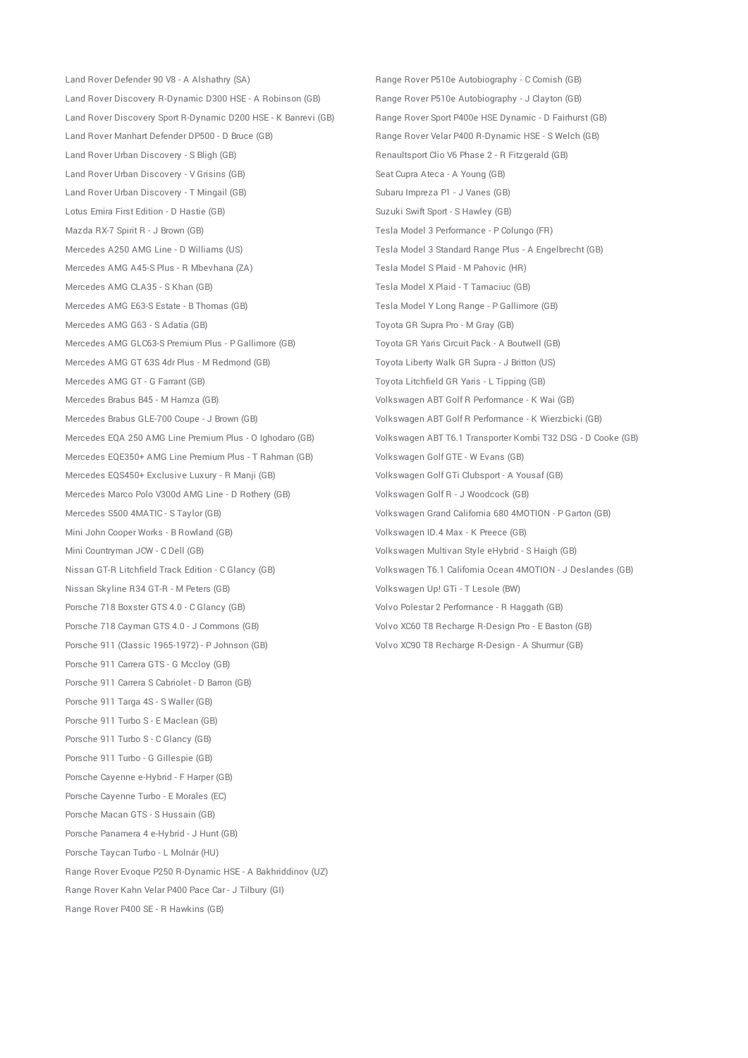Land Rover Defender 90 V8 - A Alshathry (SA)

Land Rover Discovery R-Dynamic D300 HSE - A Robinson (GB)

Land Rover Discovery Sport R-Dynamic D200 HSE - K Banrevi (GB)

Land Rover Manhart Defender DP500 - D Bruce (GB)

Land Rover Urban Discovery - S Bligh (GB)

Land Rover Urban Discovery - V Grisins (GB)

Land Rover Urban Discovery - T Mingail (GB)

Lotus Emira First Edition - D Hastie (GB)

Mazda RX-7 Spirit R - J Brown (GB)

Mercedes A250 AMG Line - D Williams (US)

Mercedes AMG A45-S Plus - R Mbevhana (ZA)

Mercedes AMG CLA35 - S Khan (GB)

Mercedes AMG E63-S Estate - B Thomas (GB)

Mercedes AMG G63 - S Adatia (GB)

Mercedes AMG GLC63-S Premium Plus - P Gallimore (GB)

Mercedes AMG GT 63S 4dr Plus - M Redmond (GB)

Mercedes AMG GT - G Farrant (GB)

Mercedes Brabus B45 - M Hamza (GB)

Mercedes Brabus GLE-700 Coupe - J Brown (GB)

Mercedes EQA 250 AMG Line Premium Plus - O Ighodaro (GB)

Mercedes EQE350+ AMG Line Premium Plus - T Rahman (GB)

Mercedes EQS450+ Exclusive Luxury - R Manji (GB)

Mercedes Marco Polo V300d AMG Line - D Rothery (GB)

Mercedes S500 4MATIC - S Taylor (GB)

Mini John Cooper Works - B Rowland (GB)

Mini Countryman JCW - C Dell (GB)

Nissan GT-R Litchfield Track Edition - C Glancy (GB)

Nissan Skyline R34 GT-R - M Peters (GB)

Porsche 718 Boxster GTS 4.0 - C Glancy (GB)

Porsche 718 Cayman GTS 4.0 - J Commons (GB)

Porsche 911 (Classic 1965-1972) - P Johnson (GB)

Porsche 911 Carrera GTS - G Mccloy (GB)

Porsche 911 Carrera S Cabriolet - D Barron (GB)

Porsche 911 Targa 4S - S Waller (GB)

Porsche 911 Turbo S - E Maclean (GB)

Porsche 911 Turbo S - C Glancy (GB)

Porsche 911 Turbo - G Gillespie (GB)

Porsche Cayenne e-Hybrid - F Harper (GB)

Porsche Cayenne Turbo - E Morales (EC)

Porsche Macan GTS - S Hussain (GB)

Porsche Panamera 4 e-Hybrid - J Hunt (GB)

Porsche Taycan Turbo - L Molnár (HU)

Range Rover Evoque P250 R-Dynamic HSE - A Bakhriddinov (UZ)

Range Rover Kahn Velar P400 Pace Car - J Tilbury (GI)

Range Rover P400 SE - R Hawkins (GB)

Range Rover P510e Autobiography - C Cornish (GB)

Range Rover P510e Autobiography - J Clayton (GB)

Range Rover Sport P400e HSE Dynamic - D Fairhurst (GB)

Range Rover Velar P400 R-Dynamic HSE - S Welch (GB)

Renaultsport Clio V6 Phase 2 - R Fitzgerald (GB)

Seat Cupra Ateca - A Young (GB)

Subaru Impreza P1 - J Vanes (GB)

Suzuki Swift Sport - S Hawley (GB)

Tesla Model 3 Performance - P Colungo (FR)

Tesla Model 3 Standard Range Plus - A Engelbrecht (GB)

Tesla Model S Plaid - M Pahovic (HR)

Tesla Model X Plaid - T Tamaciuc (GB)

Tesla Model Y Long Range - P Gallimore (GB)

Toyota GR Supra Pro - M Gray (GB)

Toyota GR Yaris Circuit Pack - A Boutwell (GB)

Toyota Liberty Walk GR Supra - J Britton (US)

Toyota Litchfield GR Yaris - L Tipping (GB)

Volkswagen ABT Golf R Performance - K Wai (GB)

Volkswagen ABT Golf R Performance - K Wierzbicki (GB)

Volkswagen ABT T6.1 Transporter Kombi T32 DSG - D Cooke (GB)

Volkswagen Golf GTE - W Evans (GB)

Volkswagen Golf GTi Clubsport - A Yousaf (GB)

Volkswagen Golf R - J Woodcock (GB)

Volkswagen Grand California 680 4MOTION - P Garton (GB)

Volkswagen ID.4 Max - K Preece (GB)

Volkswagen Multivan Style eHybrid - S Haigh (GB)

Volkswagen T6.1 California Ocean 4MOTION - J Deslandes (GB)

Volkswagen Up! GTi - T Lesole (BW)

Volvo Polestar 2 Performance - R Haggath (GB)

Volvo XC60 T8 Recharge R-Design Pro - E Baston (GB)

Volvo XC90 T8 Recharge R-Design - A Shurmur (GB)